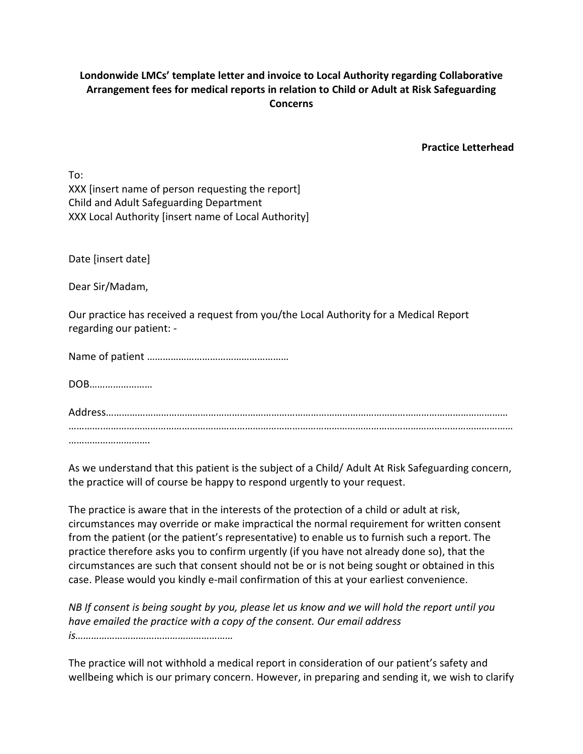**Londonwide LMCs' template letter and invoice to Local Authority regarding Collaborative Arrangement fees for medical reports in relation to Child or Adult at Risk Safeguarding Concerns**

**Practice Letterhead**

To:
XXX [insert name of person requesting the report]
Child and Adult Safeguarding Department
XXX Local Authority [insert name of Local Authority]

Date [insert date]

Dear Sir/Madam,

Our practice has received a request from you/the Local Authority for a Medical Report regarding our patient: -

Name of patient ………………………………………………

DOB……………………

Address…………………………………………………………………………………………………………………………………
……………………………………………………………………………………………………………………………………………
………………………….

As we understand that this patient is the subject of a Child/ Adult At Risk Safeguarding concern, the practice will of course be happy to respond urgently to your request.

The practice is aware that in the interests of the protection of a child or adult at risk, circumstances may override or make impractical the normal requirement for written consent from the patient (or the patient's representative) to enable us to furnish such a report. The practice therefore asks you to confirm urgently (if you have not already done so), that the circumstances are such that consent should not be or is not being sought or obtained in this case. Please would you kindly e-mail confirmation of this at your earliest convenience.

*NB If consent is being sought by you, please let us know and we will hold the report until you have emailed the practice with a copy of the consent. Our email address is……………………………………………………*

The practice will not withhold a medical report in consideration of our patient's safety and wellbeing which is our primary concern. However, in preparing and sending it, we wish to clarify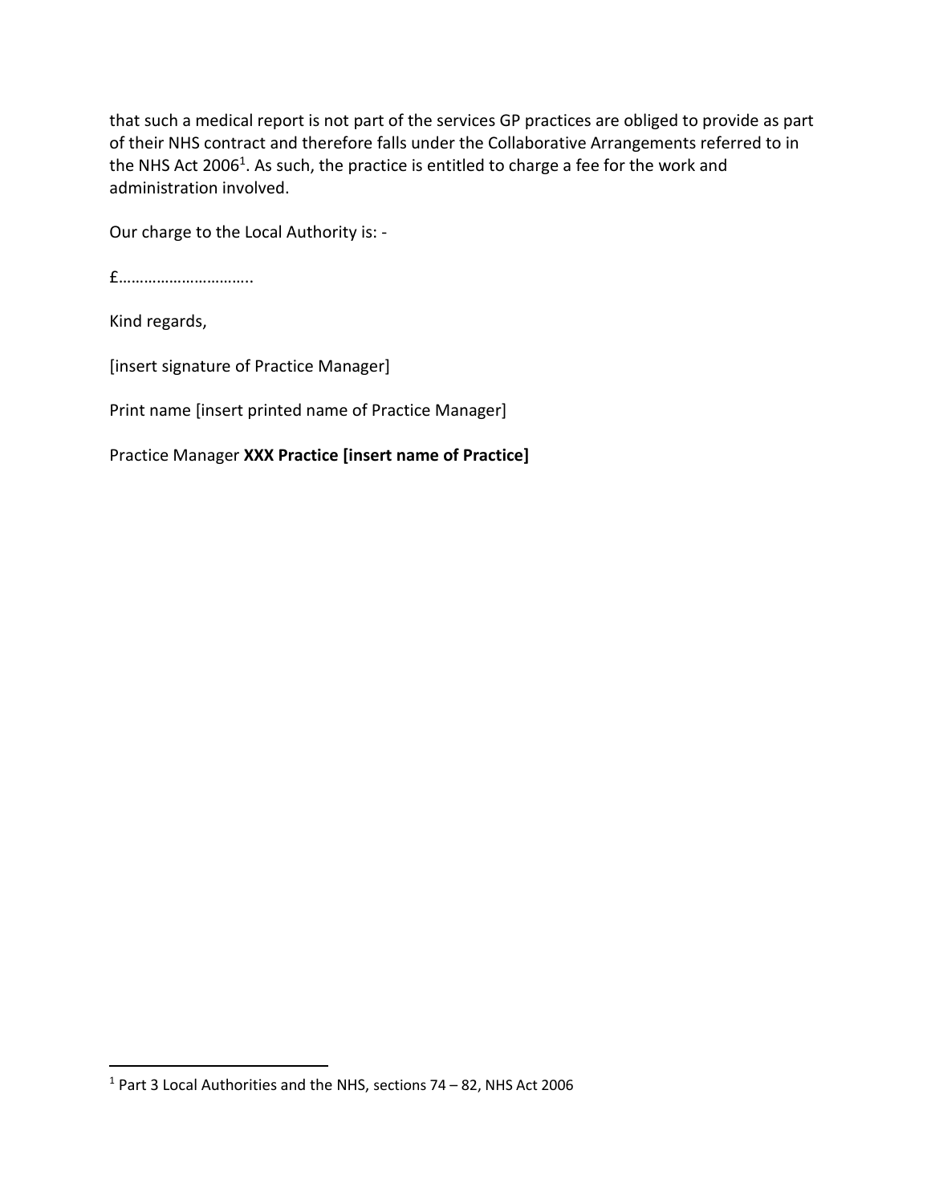that such a medical report is not part of the services GP practices are obliged to provide as part of their NHS contract and therefore falls under the Collaborative Arrangements referred to in the NHS Act 2006[1]. As such, the practice is entitled to charge a fee for the work and administration involved.

Our charge to the Local Authority is: -

£…………………………..

Kind regards,

[insert signature of Practice Manager]

Print name [insert printed name of Practice Manager]

Practice Manager **XXX Practice [insert name of Practice]**

---

[1] Part 3 Local Authorities and the NHS, sections 74 – 82, NHS Act 2006